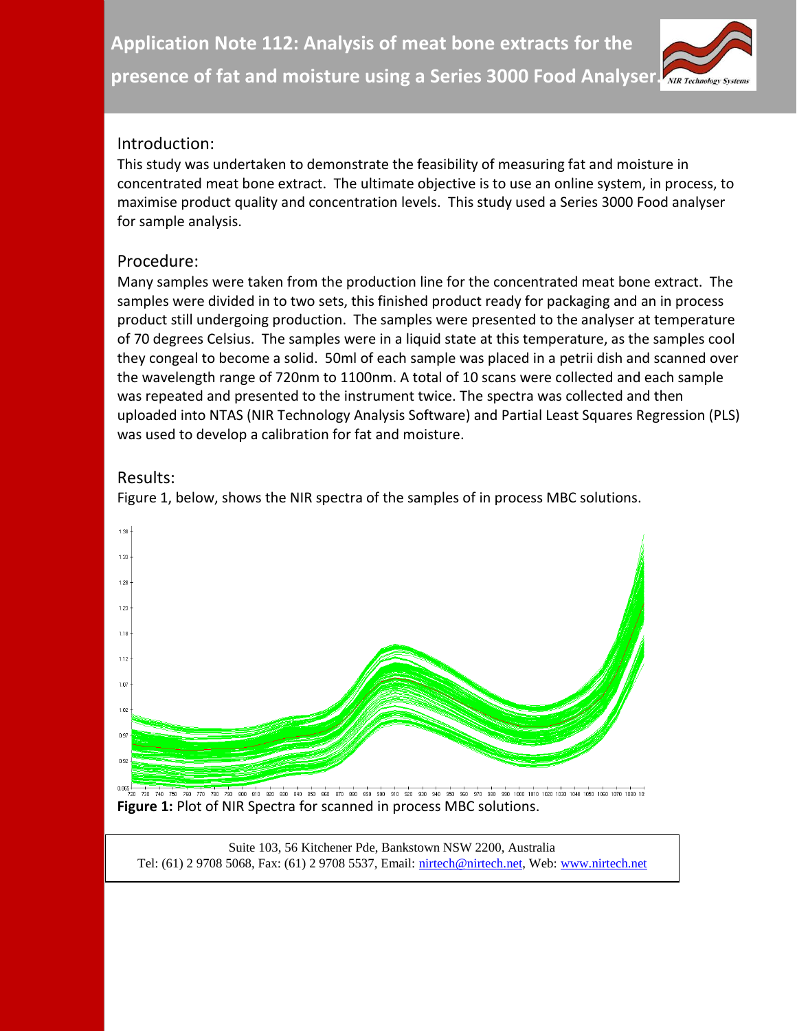# Application Note 112: Analysis of meat bone extracts for the presence of fat and moisture using a Series 3000 Food Analyser.

## Introduction:

This study was undertaken to demonstrate the feasibility of measuring fat and moisture in concentrated meat bone extract. The ultimate objective is to use an online system, in process, to maximise product quality and concentration levels. This study used a Series 3000 Food analyser for sample analysis.

## Procedure:

Many samples were taken from the production line for the concentrated meat bone extract. The samples were divided in to two sets, this finished product ready for packaging and an in process product still undergoing production. The samples were presented to the analyser at temperature of 70 degrees Celsius. The samples were in a liquid state at this temperature, as the samples cool they congeal to become a solid. 50ml of each sample was placed in a petrii dish and scanned over the wavelength range of 720nm to 1100nm. A total of 10 scans were collected and each sample was repeated and presented to the instrument twice. The spectra was collected and then uploaded into NTAS (NIR Technology Analysis Software) and Partial Least Squares Regression (PLS) was used to develop a calibration for fat and moisture.

## Results:

Figure 1, below, shows the NIR spectra of the samples of in process MBC solutions.

**Figure 1:** Plot of NIR Spectra for scanned in process MBC solutions.

Suite 103, 56 Kitchener Pde, Bankstown NSW 2200, Australia
Tel: (61) 2 9708 5068, Fax: (61) 2 9708 5537, Email: nirtech@nirtech.net, Web: www.nirtech.net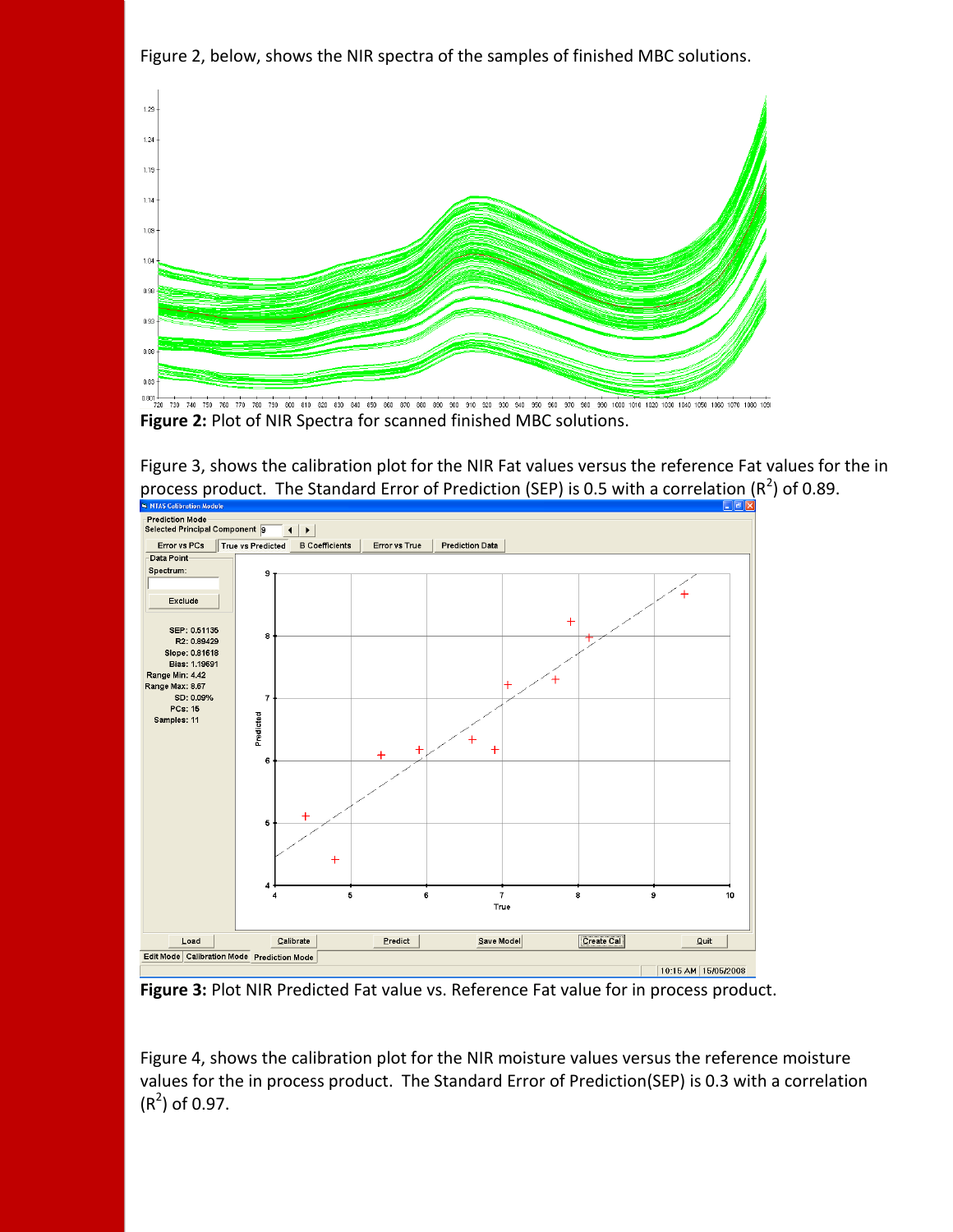Figure 2, below, shows the NIR spectra of the samples of finished MBC solutions.

**Figure 2:** Plot of NIR Spectra for scanned finished MBC solutions.

Figure 3, shows the calibration plot for the NIR Fat values versus the reference Fat values for the in process product. The Standard Error of Prediction (SEP) is 0.5 with a correlation ($R^2$) of 0.89.

**Figure 3:** Plot NIR Predicted Fat value vs. Reference Fat value for in process product.

Figure 4, shows the calibration plot for the NIR moisture values versus the reference moisture values for the in process product. The Standard Error of Prediction(SEP) is 0.3 with a correlation ($R^2$) of 0.97.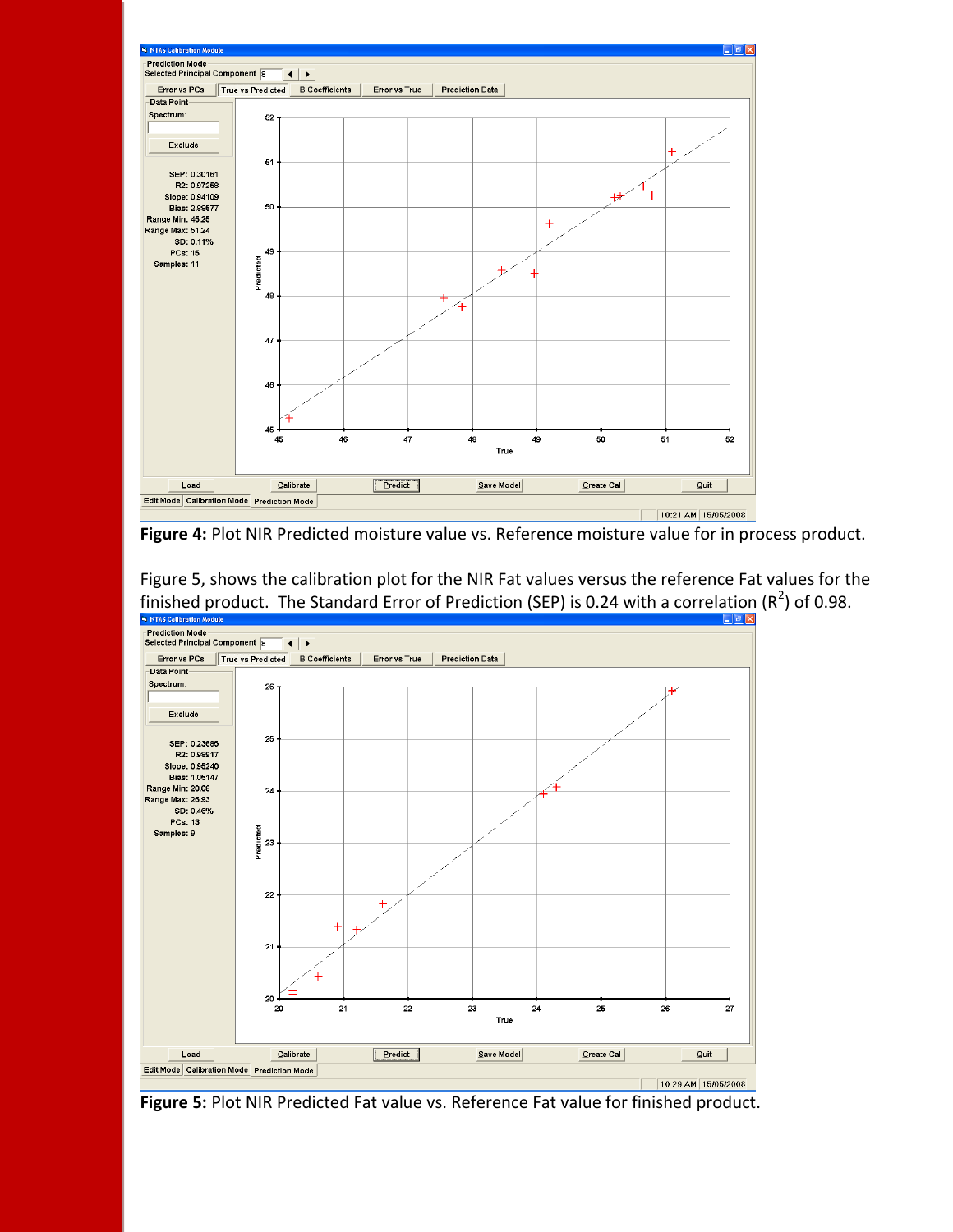**Figure 4:** Plot NIR Predicted moisture value vs. Reference moisture value for in process product.

Figure 5, shows the calibration plot for the NIR Fat values versus the reference Fat values for the finished product. The Standard Error of Prediction (SEP) is 0.24 with a correlation ($R^2$) of 0.98.

**Figure 5:** Plot NIR Predicted Fat value vs. Reference Fat value for finished product.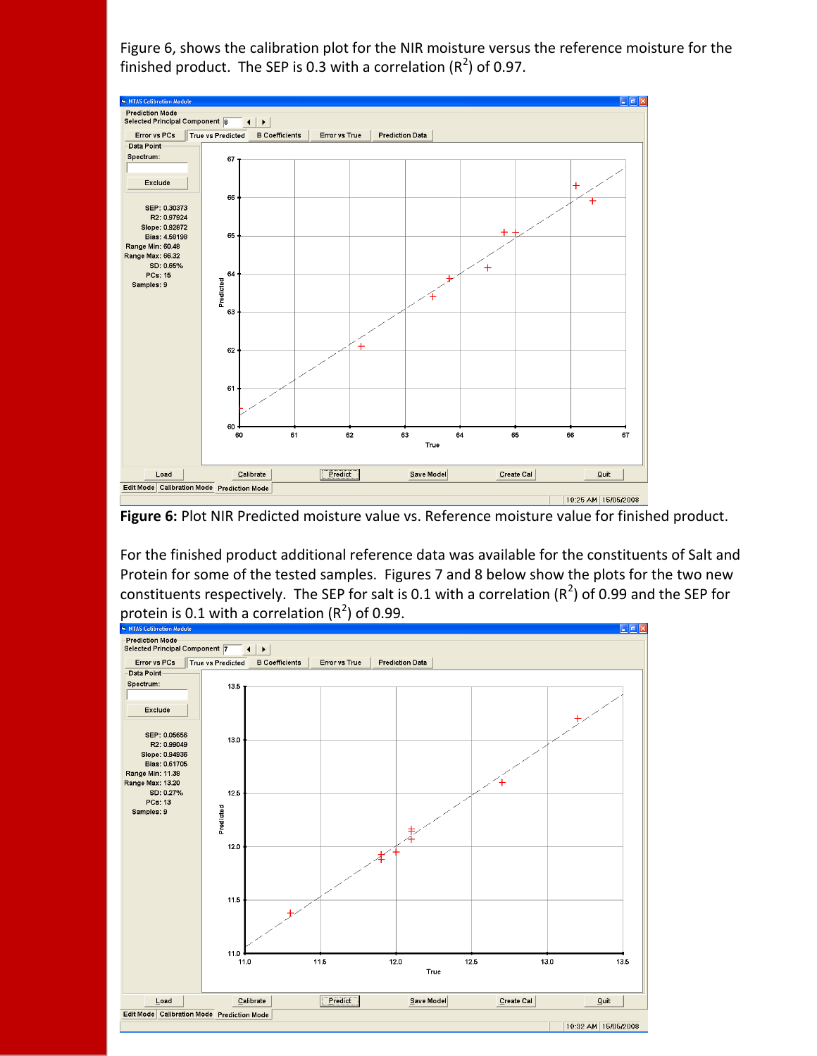Figure 6, shows the calibration plot for the NIR moisture versus the reference moisture for the finished product. The SEP is 0.3 with a correlation ($R^2$) of 0.97.

**Figure 6:** Plot NIR Predicted moisture value vs. Reference moisture value for finished product.

For the finished product additional reference data was available for the constituents of Salt and Protein for some of the tested samples. Figures 7 and 8 below show the plots for the two new constituents respectively. The SEP for salt is 0.1 with a correlation ($R^2$) of 0.99 and the SEP for protein is 0.1 with a correlation ($R^2$) of 0.99.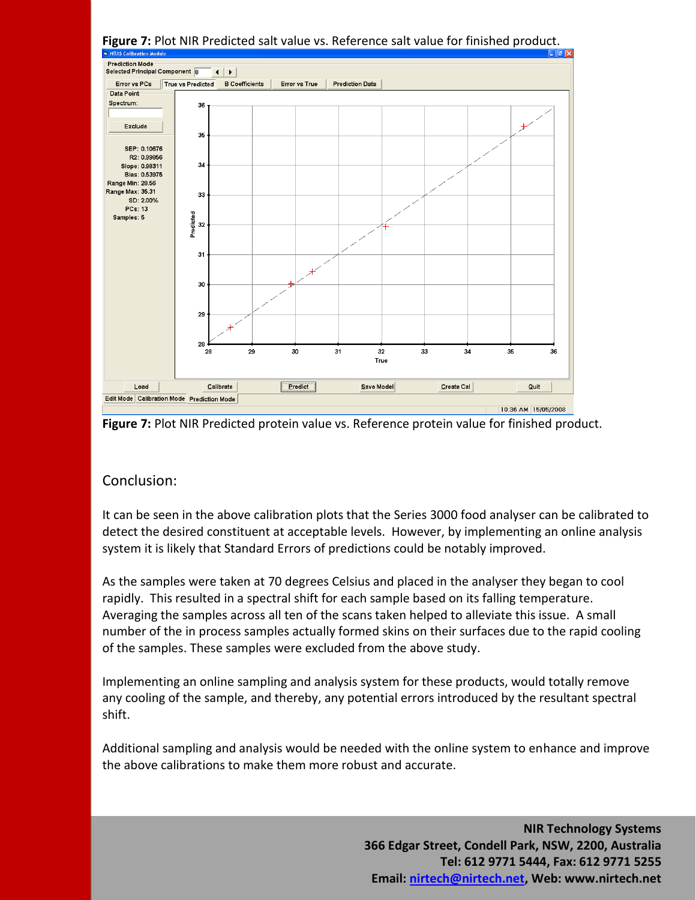**Figure 7:** Plot NIR Predicted salt value vs. Reference salt value for finished product.

NTAS Calibration Module

Prediction Mode

Selected Principal Component 8

Error vs PCs | True vs Predicted | B Coefficients | Error vs True | Prediction Data

Data Point

Spectrum:

Exclude

SEP: 0.10676
R2: 0.99856
Slope: 0.98311
Bias: 0.53975
Range Min: 28.56
Range Max: 35.31
SD: 2.00%
PCs: 13
Samples: 5

Predicted

36
35
34
33
32
31
30
29
28

28 29 30 31 32 33 34 35 36

True

Load | Calibrate | Predict | Save Model | Create Cal | Quit

Edit Mode | Calibration Mode | Prediction Mode

10:36 AM 15/05/2008

**Figure 7:** Plot NIR Predicted protein value vs. Reference protein value for finished product.

## Conclusion:

It can be seen in the above calibration plots that the Series 3000 food analyser can be calibrated to detect the desired constituent at acceptable levels. However, by implementing an online analysis system it is likely that Standard Errors of predictions could be notably improved.

As the samples were taken at 70 degrees Celsius and placed in the analyser they began to cool rapidly. This resulted in a spectral shift for each sample based on its falling temperature. Averaging the samples across all ten of the scans taken helped to alleviate this issue. A small number of the in process samples actually formed skins on their surfaces due to the rapid cooling of the samples. These samples were excluded from the above study.

Implementing an online sampling and analysis system for these products, would totally remove any cooling of the sample, and thereby, any potential errors introduced by the resultant spectral shift.

Additional sampling and analysis would be needed with the online system to enhance and improve the above calibrations to make them more robust and accurate.

**NIR Technology Systems**
**366 Edgar Street, Condell Park, NSW, 2200, Australia**
**Tel: 612 9771 5444, Fax: 612 9771 5255**
**Email: nirtech@nirtech.net, Web: www.nirtech.net**